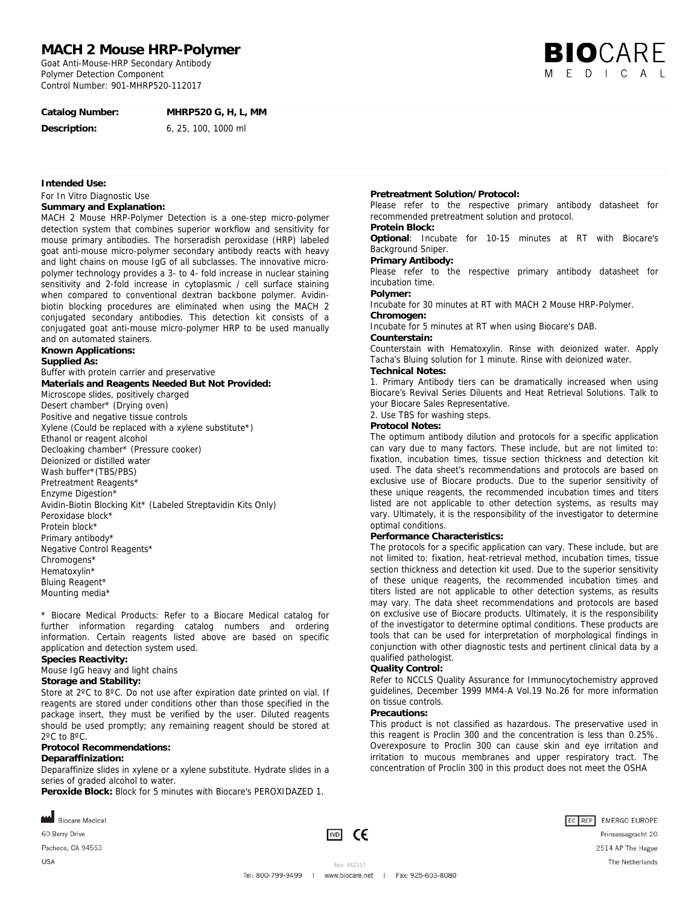# MACH 2 Mouse HRP-Polymer

Goat Anti-Mouse-HRP Secondary Antibody
Polymer Detection Component
Control Number: 901-MHRP520-112017

**Catalog Number:** **MHRP520 G, H, L, MM**

**Description:** 6, 25, 100, 1000 ml

**Intended Use:**
For In Vitro Diagnostic Use

**Summary and Explanation:**
MACH 2 Mouse HRP-Polymer Detection is a one-step micro-polymer detection system that combines superior workflow and sensitivity for mouse primary antibodies. The horseradish peroxidase (HRP) labeled goat anti-mouse micro-polymer secondary antibody reacts with heavy and light chains on mouse IgG of all subclasses. The innovative micro-polymer technology provides a 3- to 4- fold increase in nuclear staining sensitivity and 2-fold increase in cytoplasmic / cell surface staining when compared to conventional dextran backbone polymer. Avidin-biotin blocking procedures are eliminated when using the MACH 2 conjugated secondary antibodies. This detection kit consists of a conjugated goat anti-mouse micro-polymer HRP to be used manually and on automated stainers.

**Known Applications:**

**Supplied As:**
Buffer with protein carrier and preservative

**Materials and Reagents Needed But Not Provided:**
Microscope slides, positively charged
Desert chamber* (Drying oven)
Positive and negative tissue controls
Xylene (Could be replaced with a xylene substitute*)
Ethanol or reagent alcohol
Decloaking chamber* (Pressure cooker)
Deionized or distilled water
Wash buffer*(TBS/PBS)
Pretreatment Reagents*
Enzyme Digestion*
Avidin-Biotin Blocking Kit* (Labeled Streptavidin Kits Only)
Peroxidase block*
Protein block*
Primary antibody*
Negative Control Reagents*
Chromogens*
Hematoxylin*
Bluing Reagent*
Mounting media*

* Biocare Medical Products: Refer to a Biocare Medical catalog for further information regarding catalog numbers and ordering information. Certain reagents listed above are based on specific application and detection system used.

**Species Reactivity:**
Mouse IgG heavy and light chains

**Storage and Stability:**
Store at 2ºC to 8ºC. Do not use after expiration date printed on vial. If reagents are stored under conditions other than those specified in the package insert, they must be verified by the user. Diluted reagents should be used promptly; any remaining reagent should be stored at 2ºC to 8ºC.

**Protocol Recommendations:**

**Deparaffinization:**
Deparaffinize slides in xylene or a xylene substitute. Hydrate slides in a series of graded alcohol to water.

**Peroxide Block:** Block for 5 minutes with Biocare's PEROXIDAZED 1.

**Pretreatment Solution/Protocol:**
Please refer to the respective primary antibody datasheet for recommended pretreatment solution and protocol.

**Protein Block:**
**Optional**: Incubate for 10-15 minutes at RT with Biocare's Background Sniper.

**Primary Antibody:**
Please refer to the respective primary antibody datasheet for incubation time.

**Polymer:**
Incubate for 30 minutes at RT with MACH 2 Mouse HRP-Polymer.

**Chromogen:**
Incubate for 5 minutes at RT when using Biocare's DAB.

**Counterstain:**
Counterstain with Hematoxylin. Rinse with deionized water. Apply Tacha's Bluing solution for 1 minute. Rinse with deionized water.

**Technical Notes:**
1. Primary Antibody tiers can be dramatically increased when using Biocare's Revival Series Diluents and Heat Retrieval Solutions. Talk to your Biocare Sales Representative.
2. Use TBS for washing steps.

**Protocol Notes:**
The optimum antibody dilution and protocols for a specific application can vary due to many factors. These include, but are not limited to: fixation, incubation times, tissue section thickness and detection kit used. The data sheet's recommendations and protocols are based on exclusive use of Biocare products. Due to the superior sensitivity of these unique reagents, the recommended incubation times and titers listed are not applicable to other detection systems, as results may vary. Ultimately, it is the responsibility of the investigator to determine optimal conditions.

**Performance Characteristics:**
The protocols for a specific application can vary. These include, but are not limited to: fixation, heat-retrieval method, incubation times, tissue section thickness and detection kit used. Due to the superior sensitivity of these unique reagents, the recommended incubation times and titers listed are not applicable to other detection systems, as results may vary. The data sheet recommendations and protocols are based on exclusive use of Biocare products. Ultimately, it is the responsibility of the investigator to determine optimal conditions. These products are tools that can be used for interpretation of morphological findings in conjunction with other diagnostic tests and pertinent clinical data by a qualified pathologist.

**Quality Control:**
Refer to NCCLS Quality Assurance for Immunocytochemistry approved guidelines, December 1999 MM4-A Vol.19 No.26 for more information on tissue controls.

**Precautions:**
This product is not classified as hazardous. The preservative used in this reagent is Proclin 300 and the concentration is less than 0.25%. Overexposure to Proclin 300 can cause skin and eye irritation and irritation to mucous membranes and upper respiratory tract. The concentration of Proclin 300 in this product does not meet the OSHA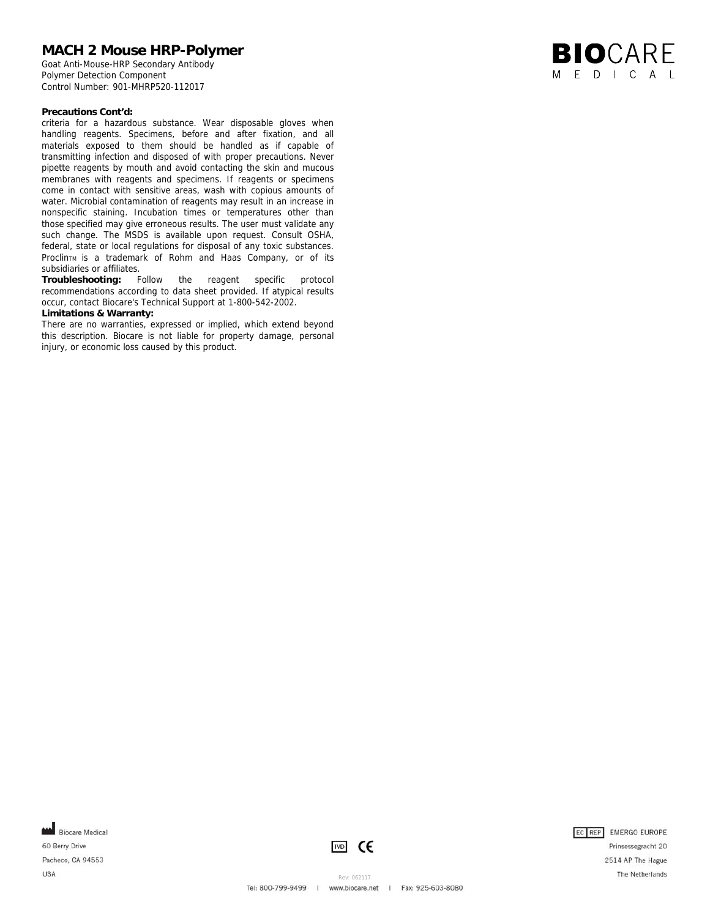# MACH 2 Mouse HRP-Polymer

Goat Anti-Mouse-HRP Secondary Antibody
Polymer Detection Component
Control Number: 901-MHRP520-112017

**Precautions Cont'd:**
criteria for a hazardous substance. Wear disposable gloves when handling reagents. Specimens, before and after fixation, and all materials exposed to them should be handled as if capable of transmitting infection and disposed of with proper precautions. Never pipette reagents by mouth and avoid contacting the skin and mucous membranes with reagents and specimens. If reagents or specimens come in contact with sensitive areas, wash with copious amounts of water. Microbial contamination of reagents may result in an increase in nonspecific staining. Incubation times or temperatures other than those specified may give erroneous results. The user must validate any such change. The MSDS is available upon request. Consult OSHA, federal, state or local regulations for disposal of any toxic substances. ProclinTM is a trademark of Rohm and Haas Company, or of its subsidiaries or affiliates.

**Troubleshooting:** Follow the reagent specific protocol recommendations according to data sheet provided. If atypical results occur, contact Biocare's Technical Support at 1-800-542-2002.

**Limitations & Warranty:**
There are no warranties, expressed or implied, which extend beyond this description. Biocare is not liable for property damage, personal injury, or economic loss caused by this product.

Biocare Medical
60 Berry Drive
Pacheco, CA 94553
USA

IVD CE

EC REP EMERGO EUROPE
Prinsessegracht 20
2514 AP The Hague
The Netherlands

Rev: 062117

Tel: 800-799-9499 | www.biocare.net | Fax: 925-603-8080